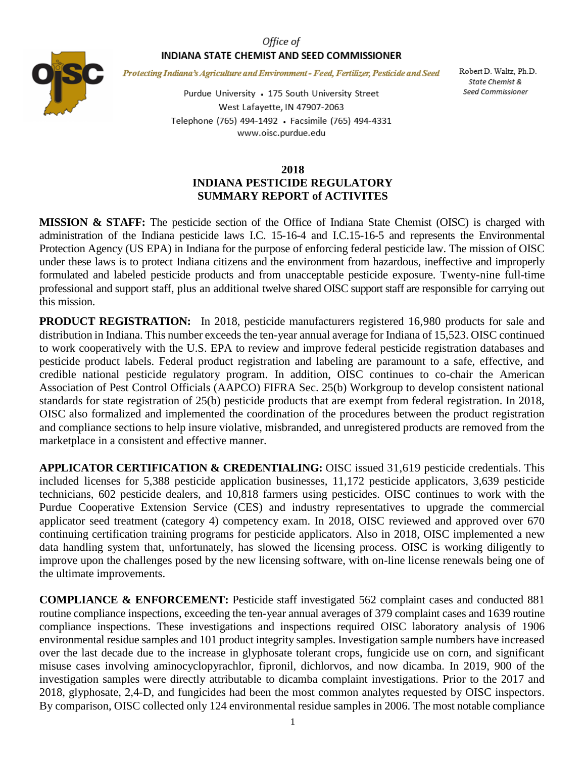Office of

**INDIANA STATE CHEMIST AND SEED COMMISSIONER**

*Protecting Indiana's Agriculture and Environment - Feed, Fertilizer, Pesticide and Seed*

Purdue University • 175 South University Street
West Lafayette, IN 47907-2063
Telephone (765) 494-1492 • Facsimile (765) 494-4331
www.oisc.purdue.edu

Robert D. Waltz, Ph.D.
*State Chemist & Seed Commissioner*

# 2018 INDIANA PESTICIDE REGULATORY SUMMARY REPORT of ACTIVITES

**MISSION & STAFF:** The pesticide section of the Office of Indiana State Chemist (OISC) is charged with administration of the Indiana pesticide laws I.C. 15-16-4 and I.C.15-16-5 and represents the Environmental Protection Agency (US EPA) in Indiana for the purpose of enforcing federal pesticide law. The mission of OISC under these laws is to protect Indiana citizens and the environment from hazardous, ineffective and improperly formulated and labeled pesticide products and from unacceptable pesticide exposure. Twenty-nine full-time professional and support staff, plus an additional twelve shared OISC support staff are responsible for carrying out this mission.

**PRODUCT REGISTRATION:** In 2018, pesticide manufacturers registered 16,980 products for sale and distribution in Indiana. This number exceeds the ten-year annual average for Indiana of 15,523. OISC continued to work cooperatively with the U.S. EPA to review and improve federal pesticide registration databases and pesticide product labels. Federal product registration and labeling are paramount to a safe, effective, and credible national pesticide regulatory program. In addition, OISC continues to co-chair the American Association of Pest Control Officials (AAPCO) FIFRA Sec. 25(b) Workgroup to develop consistent national standards for state registration of 25(b) pesticide products that are exempt from federal registration. In 2018, OISC also formalized and implemented the coordination of the procedures between the product registration and compliance sections to help insure violative, misbranded, and unregistered products are removed from the marketplace in a consistent and effective manner.

**APPLICATOR CERTIFICATION & CREDENTIALING:** OISC issued 31,619 pesticide credentials. This included licenses for 5,388 pesticide application businesses, 11,172 pesticide applicators, 3,639 pesticide technicians, 602 pesticide dealers, and 10,818 farmers using pesticides. OISC continues to work with the Purdue Cooperative Extension Service (CES) and industry representatives to upgrade the commercial applicator seed treatment (category 4) competency exam. In 2018, OISC reviewed and approved over 670 continuing certification training programs for pesticide applicators. Also in 2018, OISC implemented a new data handling system that, unfortunately, has slowed the licensing process. OISC is working diligently to improve upon the challenges posed by the new licensing software, with on-line license renewals being one of the ultimate improvements.

**COMPLIANCE & ENFORCEMENT:** Pesticide staff investigated 562 complaint cases and conducted 881 routine compliance inspections, exceeding the ten-year annual averages of 379 complaint cases and 1639 routine compliance inspections. These investigations and inspections required OISC laboratory analysis of 1906 environmental residue samples and 101 product integrity samples. Investigation sample numbers have increased over the last decade due to the increase in glyphosate tolerant crops, fungicide use on corn, and significant misuse cases involving aminocyclopyrachlor, fipronil, dichlorvos, and now dicamba. In 2019, 900 of the investigation samples were directly attributable to dicamba complaint investigations. Prior to the 2017 and 2018, glyphosate, 2,4-D, and fungicides had been the most common analytes requested by OISC inspectors. By comparison, OISC collected only 124 environmental residue samples in 2006. The most notable compliance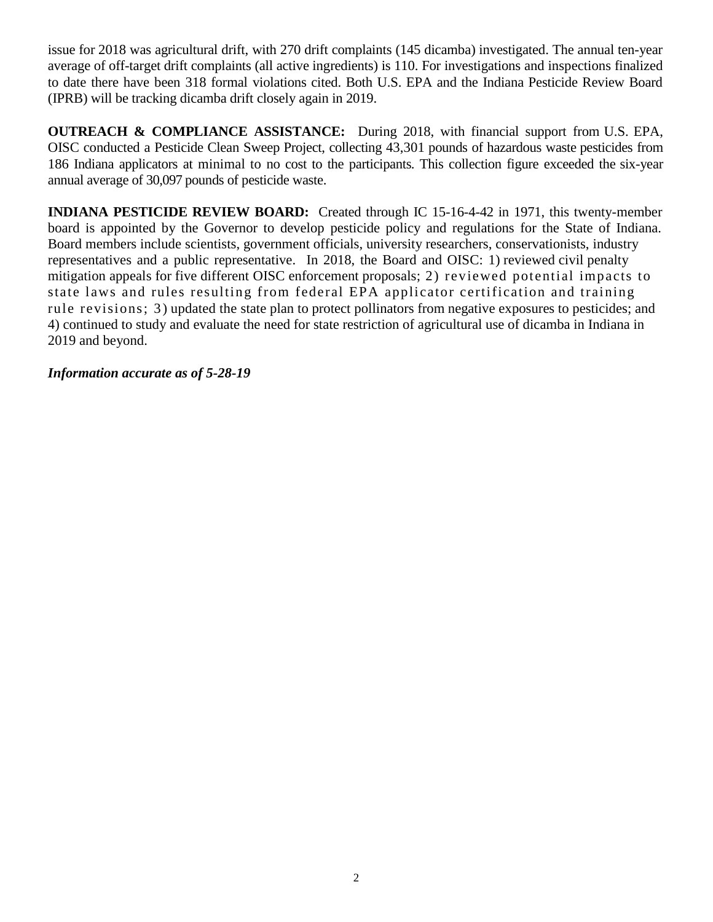issue for 2018 was agricultural drift, with 270 drift complaints (145 dicamba) investigated. The annual ten-year average of off-target drift complaints (all active ingredients) is 110. For investigations and inspections finalized to date there have been 318 formal violations cited. Both U.S. EPA and the Indiana Pesticide Review Board (IPRB) will be tracking dicamba drift closely again in 2019.

**OUTREACH & COMPLIANCE ASSISTANCE:** During 2018, with financial support from U.S. EPA, OISC conducted a Pesticide Clean Sweep Project, collecting 43,301 pounds of hazardous waste pesticides from 186 Indiana applicators at minimal to no cost to the participants. This collection figure exceeded the six-year annual average of 30,097 pounds of pesticide waste.

**INDIANA PESTICIDE REVIEW BOARD:** Created through IC 15-16-4-42 in 1971, this twenty-member board is appointed by the Governor to develop pesticide policy and regulations for the State of Indiana. Board members include scientists, government officials, university researchers, conservationists, industry representatives and a public representative. In 2018, the Board and OISC: 1) reviewed civil penalty mitigation appeals for five different OISC enforcement proposals; 2) reviewed potential impacts to state laws and rules resulting from federal EPA applicator certification and training rule revisions; 3) updated the state plan to protect pollinators from negative exposures to pesticides; and 4) continued to study and evaluate the need for state restriction of agricultural use of dicamba in Indiana in 2019 and beyond.

***Information accurate as of 5-28-19***